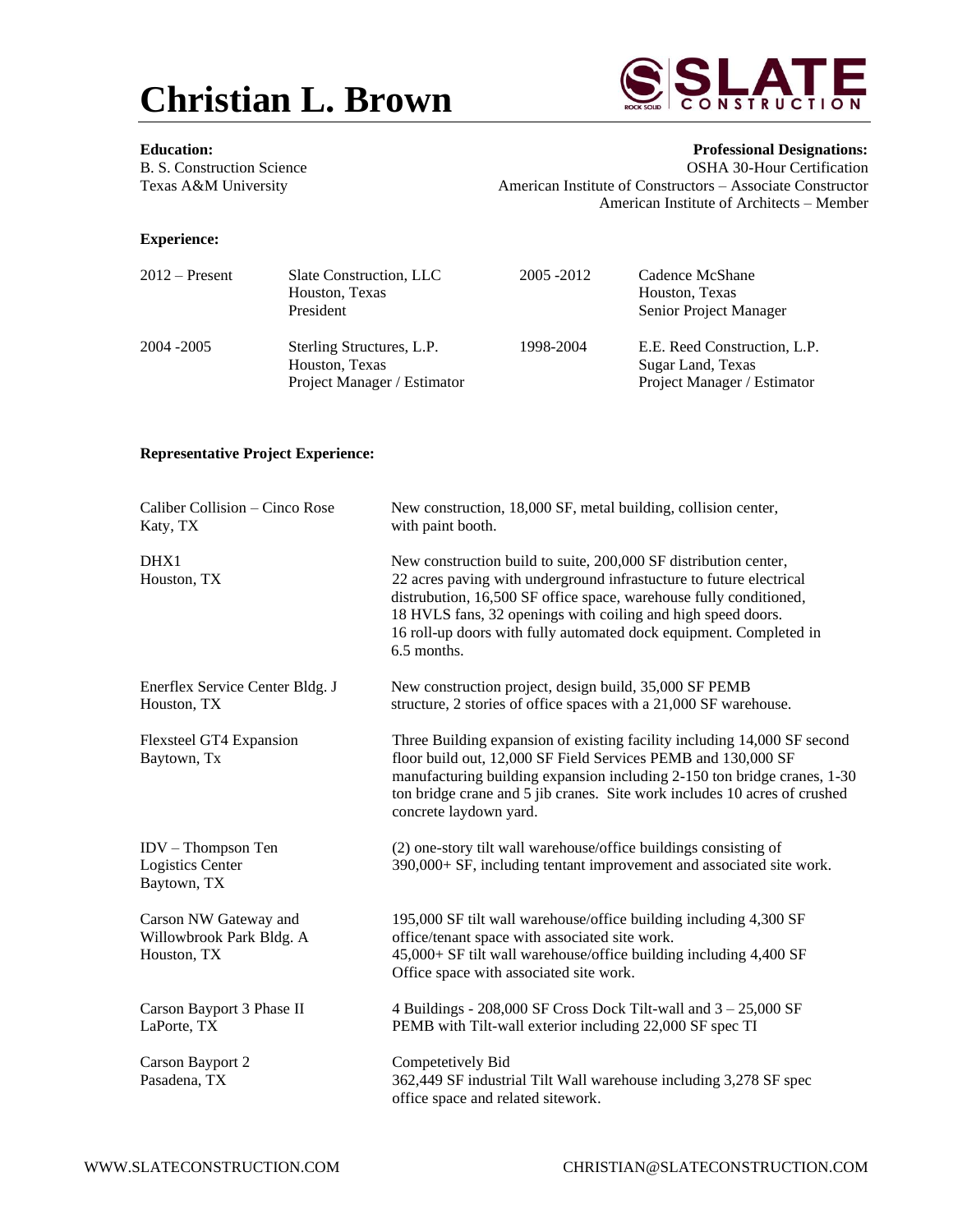# Christian L. Brown

SLATE CONSTRUCTION — ROCK SOLID

**Education:**
B. S. Construction Science
Texas A&M University

**Professional Designations:**
OSHA 30-Hour Certification
American Institute of Constructors – Associate Constructor
American Institute of Architects – Member

**Experience:**

| | | | |
|---|---|---|---|
| 2012 – Present | Slate Construction, LLC<br>Houston, Texas<br>President | 2005 -2012 | Cadence McShane<br>Houston, Texas<br>Senior Project Manager |
| 2004 -2005 | Sterling Structures, L.P.<br>Houston, Texas<br>Project Manager / Estimator | 1998-2004 | E.E. Reed Construction, L.P.<br>Sugar Land, Texas<br>Project Manager / Estimator |

**Representative Project Experience:**

| | |
|---|---|
| Caliber Collision – Cinco Rose<br>Katy, TX | New construction, 18,000 SF, metal building, collision center, with paint booth. |
| DHX1<br>Houston, TX | New construction build to suite, 200,000 SF distribution center, 22 acres paving with underground infrastucture to future electrical distrubution, 16,500 SF office space, warehouse fully conditioned, 18 HVLS fans, 32 openings with coiling and high speed doors. 16 roll-up doors with fully automated dock equipment. Completed in 6.5 months. |
| Enerflex Service Center Bldg. J<br>Houston, TX | New construction project, design build, 35,000 SF PEMB structure, 2 stories of office spaces with a 21,000 SF warehouse. |
| Flexsteel GT4 Expansion<br>Baytown, Tx | Three Building expansion of existing facility including 14,000 SF second floor build out, 12,000 SF Field Services PEMB and 130,000 SF manufacturing building expansion including 2-150 ton bridge cranes, 1-30 ton bridge crane and 5 jib cranes. Site work includes 10 acres of crushed concrete laydown yard. |
| IDV – Thompson Ten<br>Logistics Center<br>Baytown, TX | (2) one-story tilt wall warehouse/office buildings consisting of 390,000+ SF, including tentant improvement and associated site work. |
| Carson NW Gateway and<br>Willowbrook Park Bldg. A<br>Houston, TX | 195,000 SF tilt wall warehouse/office building including 4,300 SF office/tenant space with associated site work.<br>45,000+ SF tilt wall warehouse/office building including 4,400 SF Office space with associated site work. |
| Carson Bayport 3 Phase II<br>LaPorte, TX | 4 Buildings - 208,000 SF Cross Dock Tilt-wall and 3 – 25,000 SF PEMB with Tilt-wall exterior including 22,000 SF spec TI |
| Carson Bayport 2<br>Pasadena, TX | Competetively Bid<br>362,449 SF industrial Tilt Wall warehouse including 3,278 SF spec office space and related sitework. |

WWW.SLATECONSTRUCTION.COM CHRISTIAN@SLATECONSTRUCTION.COM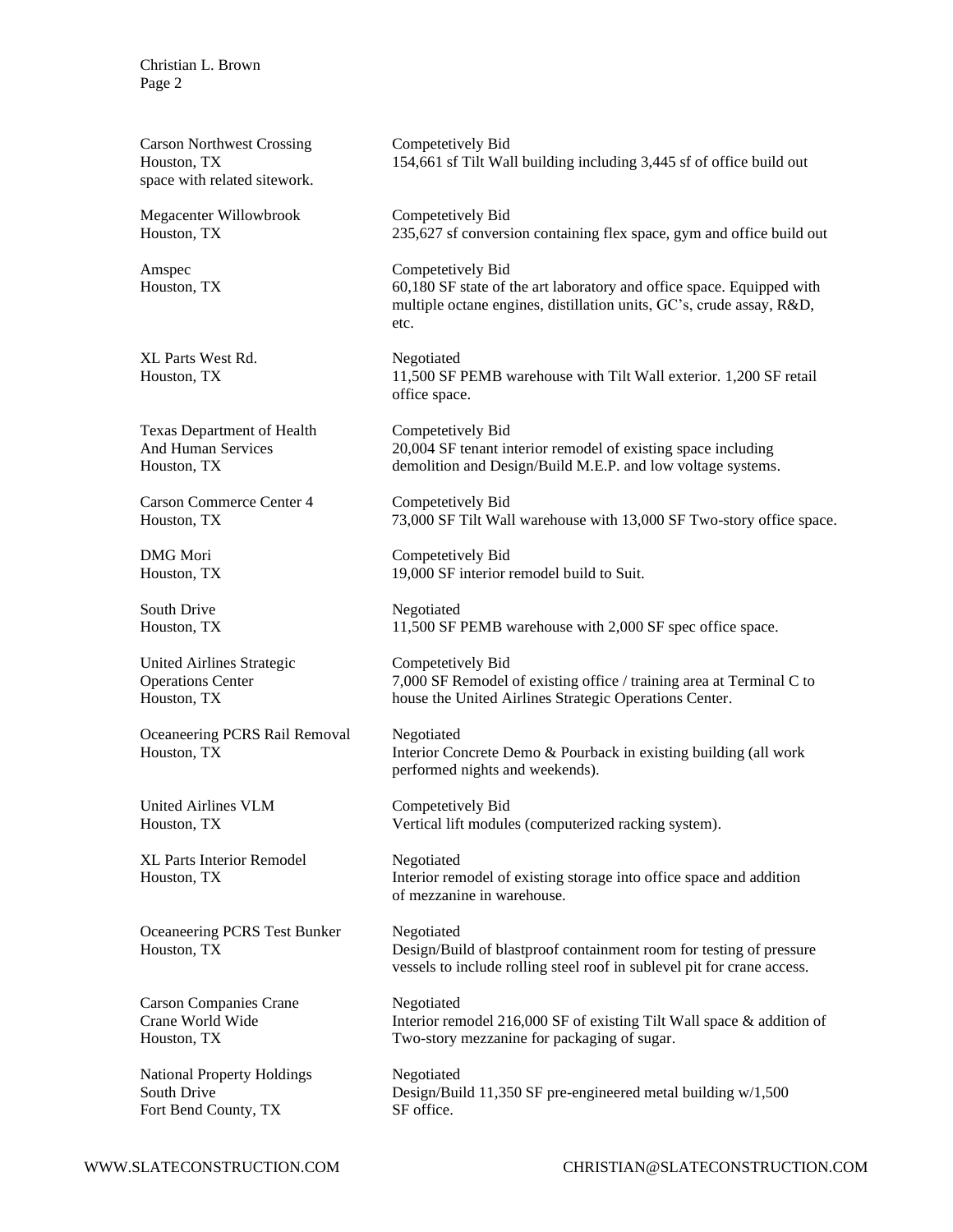| Project | Description |
| --- | --- |
| Carson Northwest Crossing<br>Houston, TX | Competetively Bid<br>154,661 sf Tilt Wall building including 3,445 sf of office build out space with related sitework. |
| Megacenter Willowbrook<br>Houston, TX | Competetively Bid<br>235,627 sf conversion containing flex space, gym and office build out |
| Amspec<br>Houston, TX | Competetively Bid<br>60,180 SF state of the art laboratory and office space. Equipped with multiple octane engines, distillation units, GC's, crude assay, R&D, etc. |
| XL Parts West Rd.<br>Houston, TX | Negotiated<br>11,500 SF PEMB warehouse with Tilt Wall exterior. 1,200 SF retail office space. |
| Texas Department of Health And Human Services<br>Houston, TX | Competetively Bid<br>20,004 SF tenant interior remodel of existing space including demolition and Design/Build M.E.P. and low voltage systems. |
| Carson Commerce Center 4<br>Houston, TX | Competetively Bid<br>73,000 SF Tilt Wall warehouse with 13,000 SF Two-story office space. |
| DMG Mori<br>Houston, TX | Competetively Bid<br>19,000 SF interior remodel build to Suit. |
| South Drive<br>Houston, TX | Negotiated<br>11,500 SF PEMB warehouse with 2,000 SF spec office space. |
| United Airlines Strategic Operations Center<br>Houston, TX | Competetively Bid<br>7,000 SF Remodel of existing office / training area at Terminal C to house the United Airlines Strategic Operations Center. |
| Oceaneering PCRS Rail Removal<br>Houston, TX | Negotiated<br>Interior Concrete Demo & Pourback in existing building (all work performed nights and weekends). |
| United Airlines VLM<br>Houston, TX | Competetively Bid<br>Vertical lift modules (computerized racking system). |
| XL Parts Interior Remodel<br>Houston, TX | Negotiated<br>Interior remodel of existing storage into office space and addition of mezzanine in warehouse. |
| Oceaneering PCRS Test Bunker<br>Houston, TX | Negotiated<br>Design/Build of blastproof containment room for testing of pressure vessels to include rolling steel roof in sublevel pit for crane access. |
| Carson Companies Crane<br>Crane World Wide<br>Houston, TX | Negotiated<br>Interior remodel 216,000 SF of existing Tilt Wall space & addition of Two-story mezzanine for packaging of sugar. |
| National Property Holdings<br>South Drive<br>Fort Bend County, TX | Negotiated<br>Design/Build 11,350 SF pre-engineered metal building w/1,500 SF office. |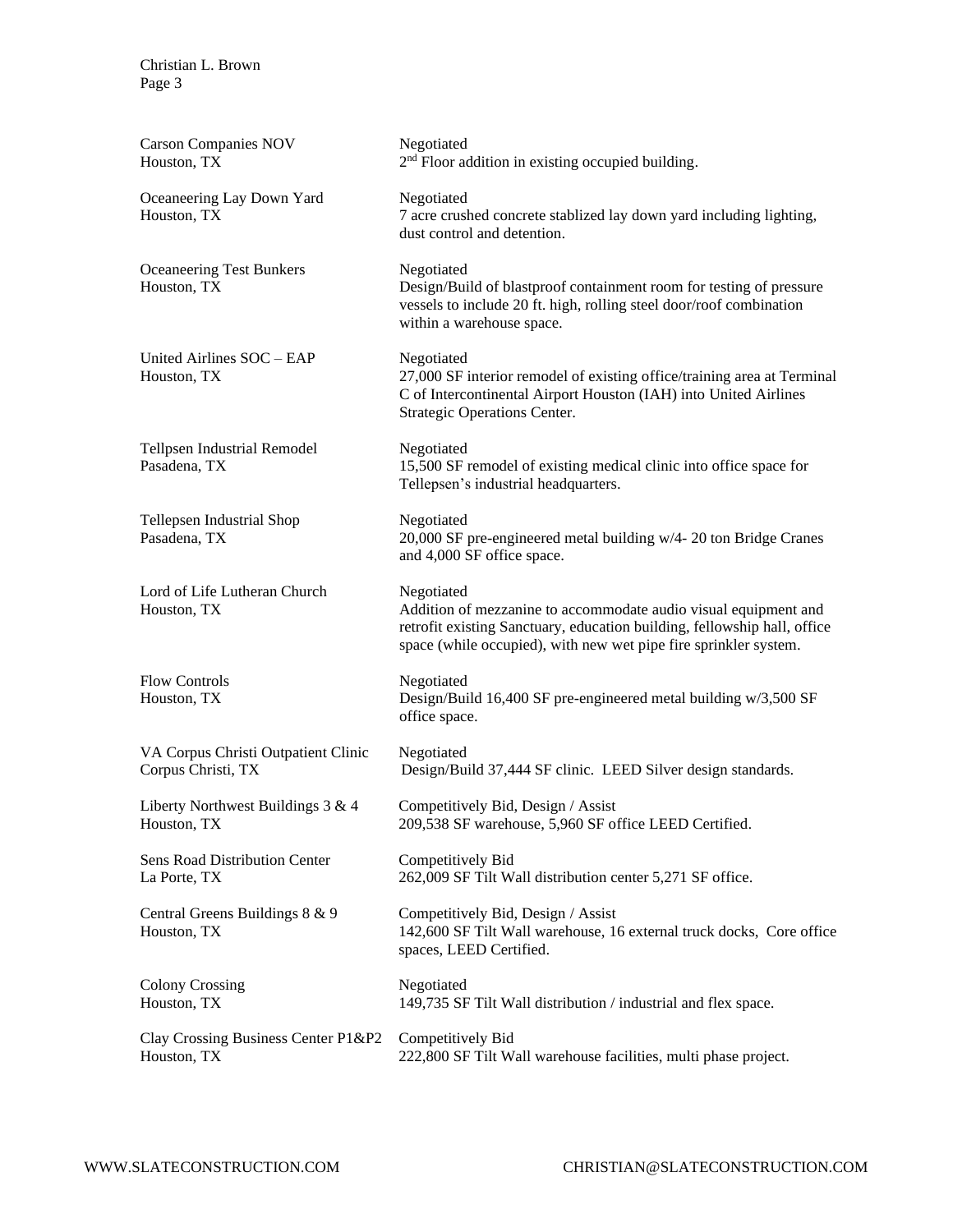| | |
|---|---|
| Carson Companies NOV<br>Houston, TX | Negotiated<br>2nd Floor addition in existing occupied building. |
| Oceaneering Lay Down Yard<br>Houston, TX | Negotiated<br>7 acre crushed concrete stablized lay down yard including lighting, dust control and detention. |
| Oceaneering Test Bunkers<br>Houston, TX | Negotiated<br>Design/Build of blastproof containment room for testing of pressure vessels to include 20 ft. high, rolling steel door/roof combination within a warehouse space. |
| United Airlines SOC – EAP<br>Houston, TX | Negotiated<br>27,000 SF interior remodel of existing office/training area at Terminal C of Intercontinental Airport Houston (IAH) into United Airlines Strategic Operations Center. |
| Tellpsen Industrial Remodel<br>Pasadena, TX | Negotiated<br>15,500 SF remodel of existing medical clinic into office space for Tellepsen's industrial headquarters. |
| Tellepsen Industrial Shop<br>Pasadena, TX | Negotiated<br>20,000 SF pre-engineered metal building w/4- 20 ton Bridge Cranes and 4,000 SF office space. |
| Lord of Life Lutheran Church<br>Houston, TX | Negotiated<br>Addition of mezzanine to accommodate audio visual equipment and retrofit existing Sanctuary, education building, fellowship hall, office space (while occupied), with new wet pipe fire sprinkler system. |
| Flow Controls<br>Houston, TX | Negotiated<br>Design/Build 16,400 SF pre-engineered metal building w/3,500 SF office space. |
| VA Corpus Christi Outpatient Clinic<br>Corpus Christi, TX | Negotiated<br>Design/Build 37,444 SF clinic. LEED Silver design standards. |
| Liberty Northwest Buildings 3 & 4<br>Houston, TX | Competitively Bid, Design / Assist<br>209,538 SF warehouse, 5,960 SF office LEED Certified. |
| Sens Road Distribution Center<br>La Porte, TX | Competitively Bid<br>262,009 SF Tilt Wall distribution center 5,271 SF office. |
| Central Greens Buildings 8 & 9<br>Houston, TX | Competitively Bid, Design / Assist<br>142,600 SF Tilt Wall warehouse, 16 external truck docks, Core office spaces, LEED Certified. |
| Colony Crossing<br>Houston, TX | Negotiated<br>149,735 SF Tilt Wall distribution / industrial and flex space. |
| Clay Crossing Business Center P1&P2<br>Houston, TX | Competitively Bid<br>222,800 SF Tilt Wall warehouse facilities, multi phase project. |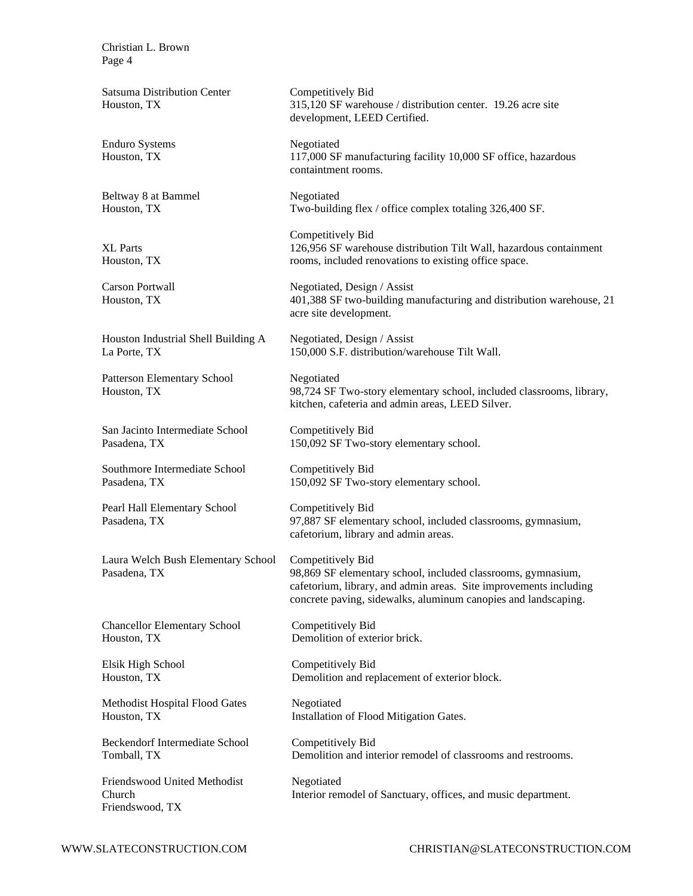| Project | Details |
| --- | --- |
| Satsuma Distribution Center<br>Houston, TX | Competitively Bid<br>315,120 SF warehouse / distribution center. 19.26 acre site development, LEED Certified. |
| Enduro Systems<br>Houston, TX | Negotiated<br>117,000 SF manufacturing facility 10,000 SF office, hazardous containtment rooms. |
| Beltway 8 at Bammel<br>Houston, TX | Negotiated<br>Two-building flex / office complex totaling 326,400 SF. |
| XL Parts<br>Houston, TX | Competitively Bid<br>126,956 SF warehouse distribution Tilt Wall, hazardous containment rooms, included renovations to existing office space. |
| Carson Portwall<br>Houston, TX | Negotiated, Design / Assist<br>401,388 SF two-building manufacturing and distribution warehouse, 21 acre site development. |
| Houston Industrial Shell Building A<br>La Porte, TX | Negotiated, Design / Assist<br>150,000 S.F. distribution/warehouse Tilt Wall. |
| Patterson Elementary School<br>Houston, TX | Negotiated<br>98,724 SF Two-story elementary school, included classrooms, library, kitchen, cafeteria and admin areas, LEED Silver. |
| San Jacinto Intermediate School<br>Pasadena, TX | Competitively Bid<br>150,092 SF Two-story elementary school. |
| Southmore Intermediate School<br>Pasadena, TX | Competitively Bid<br>150,092 SF Two-story elementary school. |
| Pearl Hall Elementary School<br>Pasadena, TX | Competitively Bid<br>97,887 SF elementary school, included classrooms, gymnasium, cafetorium, library and admin areas. |
| Laura Welch Bush Elementary School<br>Pasadena, TX | Competitively Bid<br>98,869 SF elementary school, included classrooms, gymnasium, cafetorium, library, and admin areas. Site improvements including concrete paving, sidewalks, aluminum canopies and landscaping. |
| Chancellor Elementary School<br>Houston, TX | Competitively Bid<br>Demolition of exterior brick. |
| Elsik High School<br>Houston, TX | Competitively Bid<br>Demolition and replacement of exterior block. |
| Methodist Hospital Flood Gates<br>Houston, TX | Negotiated<br>Installation of Flood Mitigation Gates. |
| Beckendorf Intermediate School<br>Tomball, TX | Competitively Bid<br>Demolition and interior remodel of classrooms and restrooms. |
| Friendswood United Methodist Church<br>Friendswood, TX | Negotiated<br>Interior remodel of Sanctuary, offices, and music department. |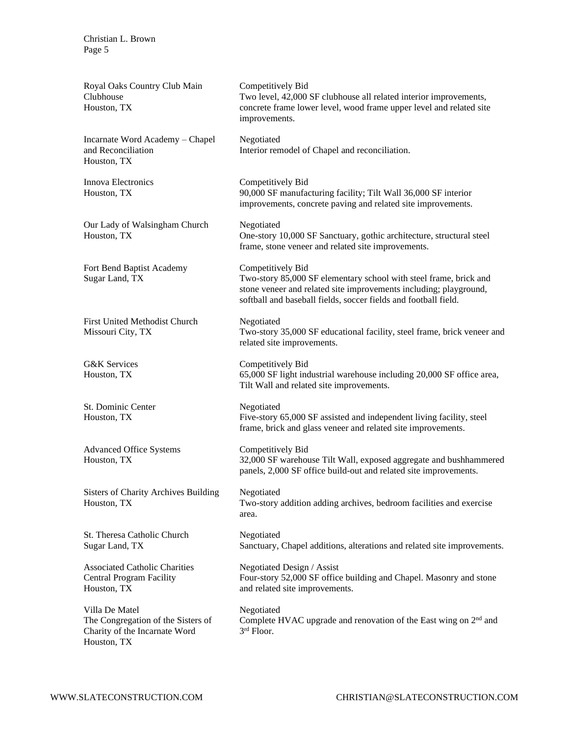| Project | Description |
| --- | --- |
| Royal Oaks Country Club Main Clubhouse<br>Houston, TX | Competitively Bid<br>Two level, 42,000 SF clubhouse all related interior improvements, concrete frame lower level, wood frame upper level and related site improvements. |
| Incarnate Word Academy – Chapel and Reconciliation<br>Houston, TX | Negotiated<br>Interior remodel of Chapel and reconciliation. |
| Innova Electronics<br>Houston, TX | Competitively Bid<br>90,000 SF manufacturing facility; Tilt Wall 36,000 SF interior improvements, concrete paving and related site improvements. |
| Our Lady of Walsingham Church<br>Houston, TX | Negotiated<br>One-story 10,000 SF Sanctuary, gothic architecture, structural steel frame, stone veneer and related site improvements. |
| Fort Bend Baptist Academy<br>Sugar Land, TX | Competitively Bid<br>Two-story 85,000 SF elementary school with steel frame, brick and stone veneer and related site improvements including; playground, softball and baseball fields, soccer fields and football field. |
| First United Methodist Church<br>Missouri City, TX | Negotiated<br>Two-story 35,000 SF educational facility, steel frame, brick veneer and related site improvements. |
| G&K Services<br>Houston, TX | Competitively Bid<br>65,000 SF light industrial warehouse including 20,000 SF office area, Tilt Wall and related site improvements. |
| St. Dominic Center<br>Houston, TX | Negotiated<br>Five-story 65,000 SF assisted and independent living facility, steel frame, brick and glass veneer and related site improvements. |
| Advanced Office Systems<br>Houston, TX | Competitively Bid<br>32,000 SF warehouse Tilt Wall, exposed aggregate and bushhammered panels, 2,000 SF office build-out and related site improvements. |
| Sisters of Charity Archives Building<br>Houston, TX | Negotiated<br>Two-story addition adding archives, bedroom facilities and exercise area. |
| St. Theresa Catholic Church<br>Sugar Land, TX | Negotiated<br>Sanctuary, Chapel additions, alterations and related site improvements. |
| Associated Catholic Charities Central Program Facility<br>Houston, TX | Negotiated Design / Assist<br>Four-story 52,000 SF office building and Chapel. Masonry and stone and related site improvements. |
| Villa De Matel<br>The Congregation of the Sisters of Charity of the Incarnate Word<br>Houston, TX | Negotiated<br>Complete HVAC upgrade and renovation of the East wing on 2nd and 3rd Floor. |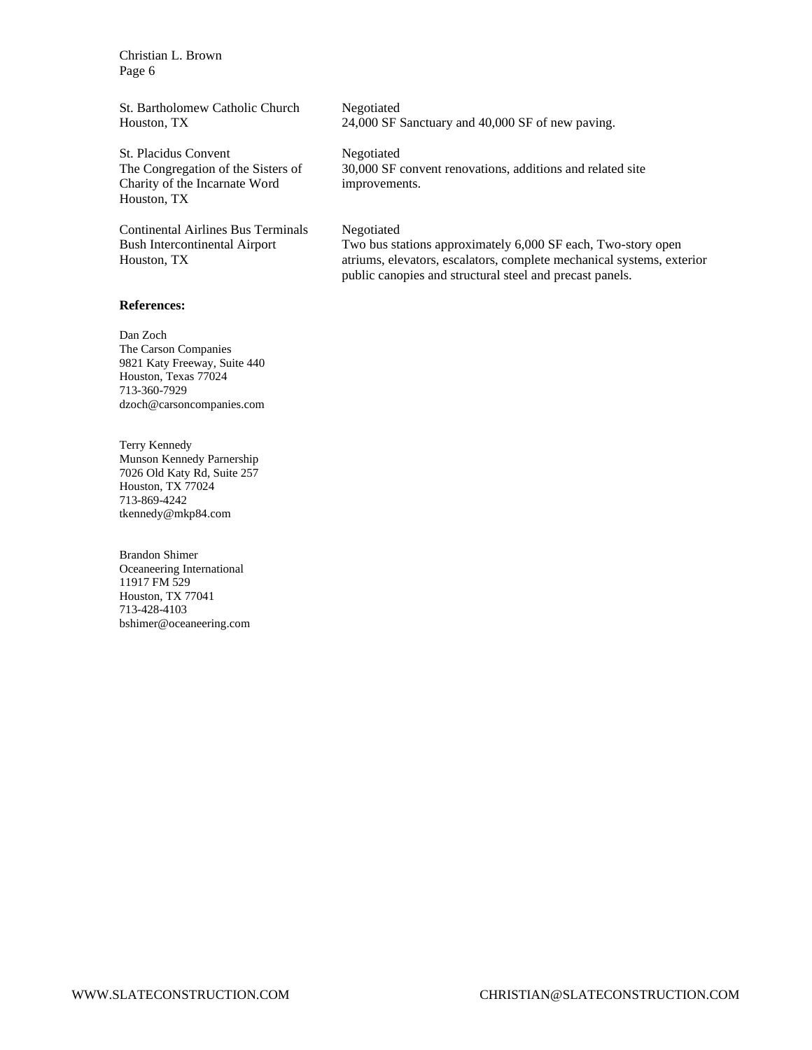| | |
|---|---|
| St. Bartholomew Catholic Church<br>Houston, TX | Negotiated<br>24,000 SF Sanctuary and 40,000 SF of new paving. |
| St. Placidus Convent<br>The Congregation of the Sisters of Charity of the Incarnate Word<br>Houston, TX | Negotiated<br>30,000 SF convent renovations, additions and related site improvements. |
| Continental Airlines Bus Terminals<br>Bush Intercontinental Airport<br>Houston, TX | Negotiated<br>Two bus stations approximately 6,000 SF each, Two-story open atriums, elevators, escalators, complete mechanical systems, exterior public canopies and structural steel and precast panels. |

**References:**

Dan Zoch
The Carson Companies
9821 Katy Freeway, Suite 440
Houston, Texas 77024
713-360-7929
dzoch@carsoncompanies.com

Terry Kennedy
Munson Kennedy Parnership
7026 Old Katy Rd, Suite 257
Houston, TX 77024
713-869-4242
tkennedy@mkp84.com

Brandon Shimer
Oceaneering International
11917 FM 529
Houston, TX 77041
713-428-4103
bshimer@oceaneering.com